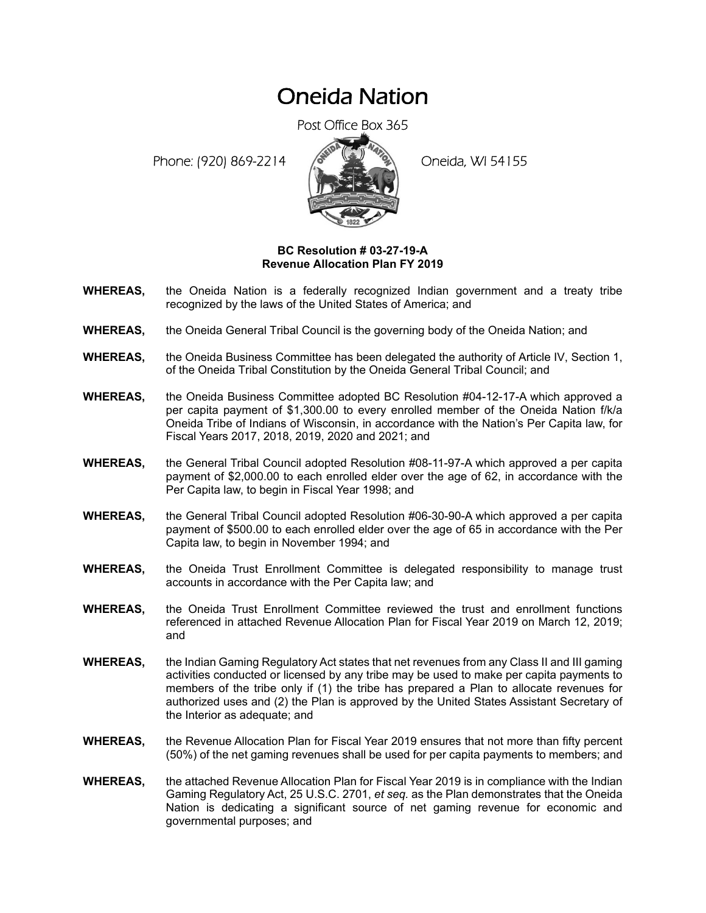# Oneida Nation

Post Office Box 365

Phone: (920) 869-2214 Oneida, WI 54155

**BC Resolution # 03-27-19-A**
**Revenue Allocation Plan FY 2019**

**WHEREAS,** the Oneida Nation is a federally recognized Indian government and a treaty tribe recognized by the laws of the United States of America; and

**WHEREAS,** the Oneida General Tribal Council is the governing body of the Oneida Nation; and

**WHEREAS,** the Oneida Business Committee has been delegated the authority of Article IV, Section 1, of the Oneida Tribal Constitution by the Oneida General Tribal Council; and

**WHEREAS,** the Oneida Business Committee adopted BC Resolution #04-12-17-A which approved a per capita payment of $1,300.00 to every enrolled member of the Oneida Nation f/k/a Oneida Tribe of Indians of Wisconsin, in accordance with the Nation's Per Capita law, for Fiscal Years 2017, 2018, 2019, 2020 and 2021; and

**WHEREAS,** the General Tribal Council adopted Resolution #08-11-97-A which approved a per capita payment of $2,000.00 to each enrolled elder over the age of 62, in accordance with the Per Capita law, to begin in Fiscal Year 1998; and

**WHEREAS,** the General Tribal Council adopted Resolution #06-30-90-A which approved a per capita payment of $500.00 to each enrolled elder over the age of 65 in accordance with the Per Capita law, to begin in November 1994; and

**WHEREAS,** the Oneida Trust Enrollment Committee is delegated responsibility to manage trust accounts in accordance with the Per Capita law; and

**WHEREAS,** the Oneida Trust Enrollment Committee reviewed the trust and enrollment functions referenced in attached Revenue Allocation Plan for Fiscal Year 2019 on March 12, 2019; and

**WHEREAS,** the Indian Gaming Regulatory Act states that net revenues from any Class II and III gaming activities conducted or licensed by any tribe may be used to make per capita payments to members of the tribe only if (1) the tribe has prepared a Plan to allocate revenues for authorized uses and (2) the Plan is approved by the United States Assistant Secretary of the Interior as adequate; and

**WHEREAS,** the Revenue Allocation Plan for Fiscal Year 2019 ensures that not more than fifty percent (50%) of the net gaming revenues shall be used for per capita payments to members; and

**WHEREAS,** the attached Revenue Allocation Plan for Fiscal Year 2019 is in compliance with the Indian Gaming Regulatory Act, 25 U.S.C. 2701, *et seq.* as the Plan demonstrates that the Oneida Nation is dedicating a significant source of net gaming revenue for economic and governmental purposes; and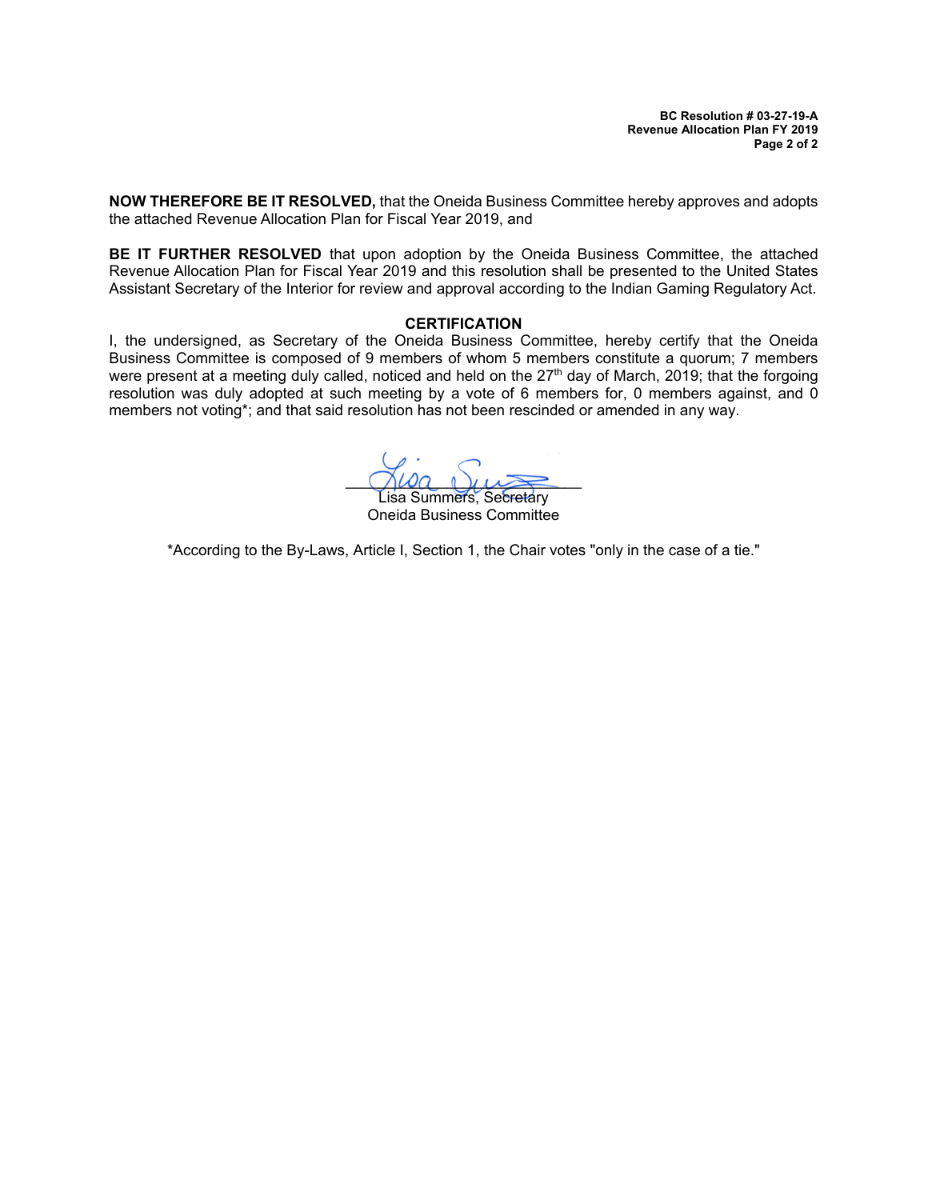**NOW THEREFORE BE IT RESOLVED,** that the Oneida Business Committee hereby approves and adopts the attached Revenue Allocation Plan for Fiscal Year 2019, and

**BE IT FURTHER RESOLVED** that upon adoption by the Oneida Business Committee, the attached Revenue Allocation Plan for Fiscal Year 2019 and this resolution shall be presented to the United States Assistant Secretary of the Interior for review and approval according to the Indian Gaming Regulatory Act.

**CERTIFICATION**

I, the undersigned, as Secretary of the Oneida Business Committee, hereby certify that the Oneida Business Committee is composed of 9 members of whom 5 members constitute a quorum; 7 members were present at a meeting duly called, noticed and held on the 27th day of March, 2019; that the forgoing resolution was duly adopted at such meeting by a vote of 6 members for, 0 members against, and 0 members not voting*; and that said resolution has not been rescinded or amended in any way.

Lisa Summers, Secretary
Oneida Business Committee

*According to the By-Laws, Article I, Section 1, the Chair votes "only in the case of a tie."